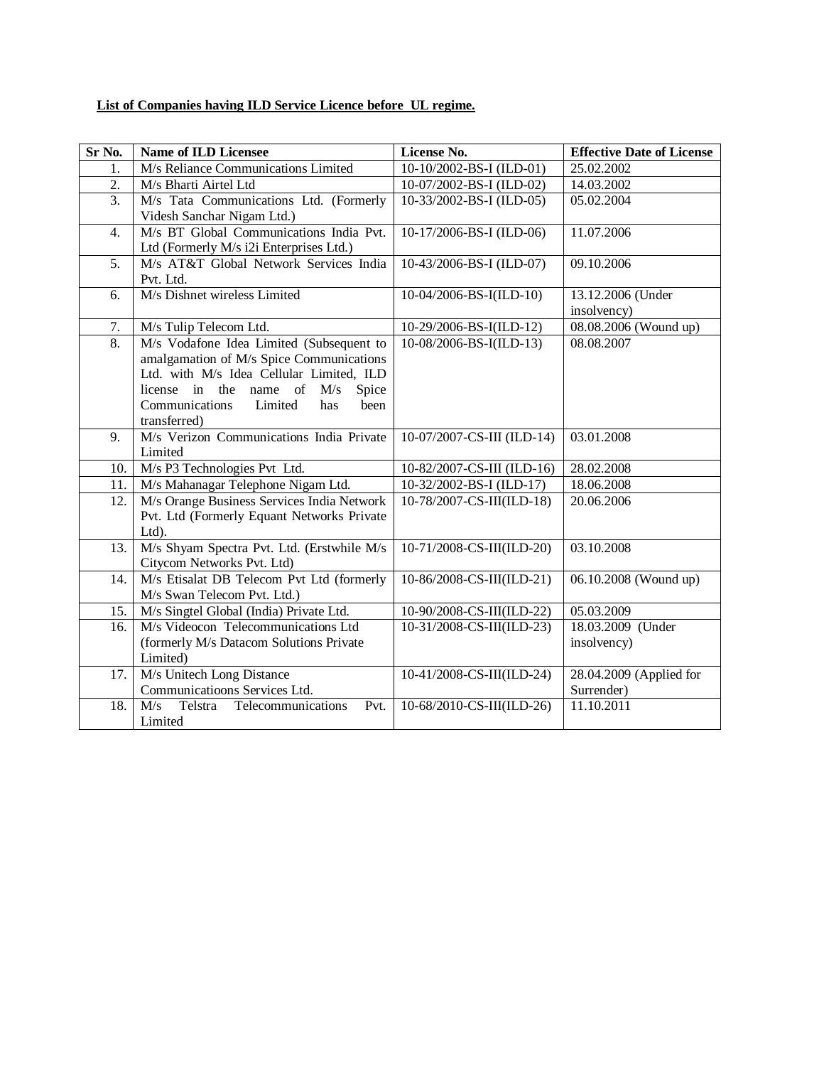**List of Companies having ILD Service Licence before UL regime.**

| Sr No. | Name of ILD Licensee | License No. | Effective Date of License |
|---|---|---|---|
| 1. | M/s Reliance Communications Limited | 10-10/2002-BS-I (ILD-01) | 25.02.2002 |
| 2. | M/s Bharti Airtel Ltd | 10-07/2002-BS-I (ILD-02) | 14.03.2002 |
| 3. | M/s Tata Communications Ltd. (Formerly Videsh Sanchar Nigam Ltd.) | 10-33/2002-BS-I (ILD-05) | 05.02.2004 |
| 4. | M/s BT Global Communications India Pvt. Ltd (Formerly M/s i2i Enterprises Ltd.) | 10-17/2006-BS-I (ILD-06) | 11.07.2006 |
| 5. | M/s AT&T Global Network Services India Pvt. Ltd. | 10-43/2006-BS-I (ILD-07) | 09.10.2006 |
| 6. | M/s Dishnet wireless Limited | 10-04/2006-BS-I(ILD-10) | 13.12.2006 (Under insolvency) |
| 7. | M/s Tulip Telecom Ltd. | 10-29/2006-BS-I(ILD-12) | 08.08.2006 (Wound up) |
| 8. | M/s Vodafone Idea Limited (Subsequent to amalgamation of M/s Spice Communications Ltd. with M/s Idea Cellular Limited, ILD license in the name of M/s Spice Communications Limited has been transferred) | 10-08/2006-BS-I(ILD-13) | 08.08.2007 |
| 9. | M/s Verizon Communications India Private Limited | 10-07/2007-CS-III (ILD-14) | 03.01.2008 |
| 10. | M/s P3 Technologies Pvt Ltd. | 10-82/2007-CS-III (ILD-16) | 28.02.2008 |
| 11. | M/s Mahanagar Telephone Nigam Ltd. | 10-32/2002-BS-I (ILD-17) | 18.06.2008 |
| 12. | M/s Orange Business Services India Network Pvt. Ltd (Formerly Equant Networks Private Ltd). | 10-78/2007-CS-III(ILD-18) | 20.06.2006 |
| 13. | M/s Shyam Spectra Pvt. Ltd. (Erstwhile M/s Citycom Networks Pvt. Ltd) | 10-71/2008-CS-III(ILD-20) | 03.10.2008 |
| 14. | M/s Etisalat DB Telecom Pvt Ltd (formerly M/s Swan Telecom Pvt. Ltd.) | 10-86/2008-CS-III(ILD-21) | 06.10.2008 (Wound up) |
| 15. | M/s Singtel Global (India) Private Ltd. | 10-90/2008-CS-III(ILD-22) | 05.03.2009 |
| 16. | M/s Videocon Telecommunications Ltd (formerly M/s Datacom Solutions Private Limited) | 10-31/2008-CS-III(ILD-23) | 18.03.2009 (Under insolvency) |
| 17. | M/s Unitech Long Distance Communicatioons Services Ltd. | 10-41/2008-CS-III(ILD-24) | 28.04.2009 (Applied for Surrender) |
| 18. | M/s Telstra Telecommunications Pvt. Limited | 10-68/2010-CS-III(ILD-26) | 11.10.2011 |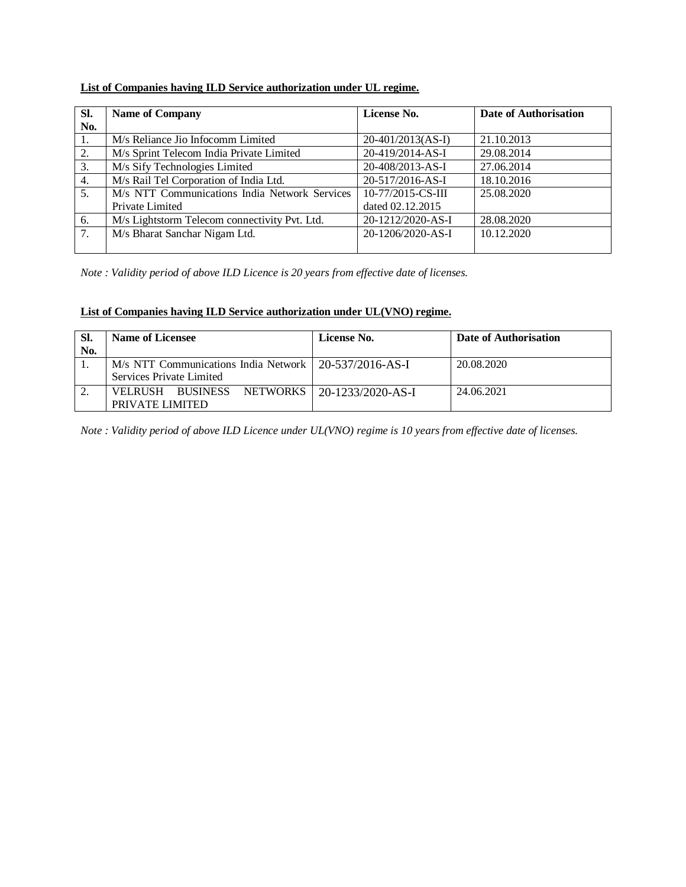**List of Companies having ILD Service authorization under UL regime.**

| Sl. No. | Name of Company | License No. | Date of Authorisation |
|---|---|---|---|
| 1. | M/s Reliance Jio Infocomm Limited | 20-401/2013(AS-I) | 21.10.2013 |
| 2. | M/s Sprint Telecom India Private Limited | 20-419/2014-AS-I | 29.08.2014 |
| 3. | M/s Sify Technologies Limited | 20-408/2013-AS-I | 27.06.2014 |
| 4. | M/s Rail Tel Corporation of India Ltd. | 20-517/2016-AS-I | 18.10.2016 |
| 5. | M/s NTT Communications India Network Services Private Limited | 10-77/2015-CS-III dated 02.12.2015 | 25.08.2020 |
| 6. | M/s Lightstorm Telecom connectivity Pvt. Ltd. | 20-1212/2020-AS-I | 28.08.2020 |
| 7. | M/s Bharat Sanchar Nigam Ltd. | 20-1206/2020-AS-I | 10.12.2020 |

*Note : Validity period of above ILD Licence is 20 years from effective date of licenses.*

**List of Companies having ILD Service authorization under UL(VNO) regime.**

| Sl. No. | Name of Licensee | License No. | Date of Authorisation |
|---|---|---|---|
| 1. | M/s NTT Communications India Network Services Private Limited | 20-537/2016-AS-I | 20.08.2020 |
| 2. | VELRUSH BUSINESS NETWORKS PRIVATE LIMITED | 20-1233/2020-AS-I | 24.06.2021 |

*Note : Validity period of above ILD Licence under UL(VNO) regime is 10 years from effective date of licenses.*